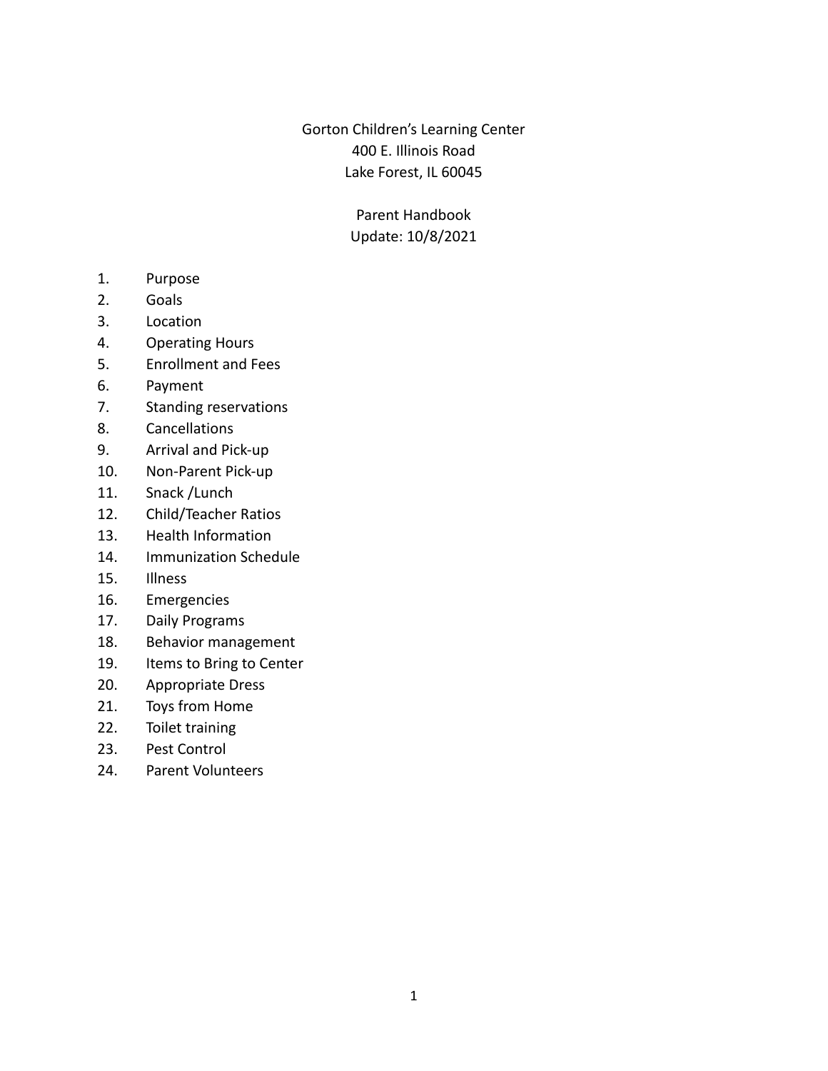Gorton Children's Learning Center
400 E. Illinois Road
Lake Forest, IL 60045

Parent Handbook
Update: 10/8/2021

1. Purpose
2. Goals
3. Location
4. Operating Hours
5. Enrollment and Fees
6. Payment
7. Standing reservations
8. Cancellations
9. Arrival and Pick-up
10. Non-Parent Pick-up
11. Snack /Lunch
12. Child/Teacher Ratios
13. Health Information
14. Immunization Schedule
15. Illness
16. Emergencies
17. Daily Programs
18. Behavior management
19. Items to Bring to Center
20. Appropriate Dress
21. Toys from Home
22. Toilet training
23. Pest Control
24. Parent Volunteers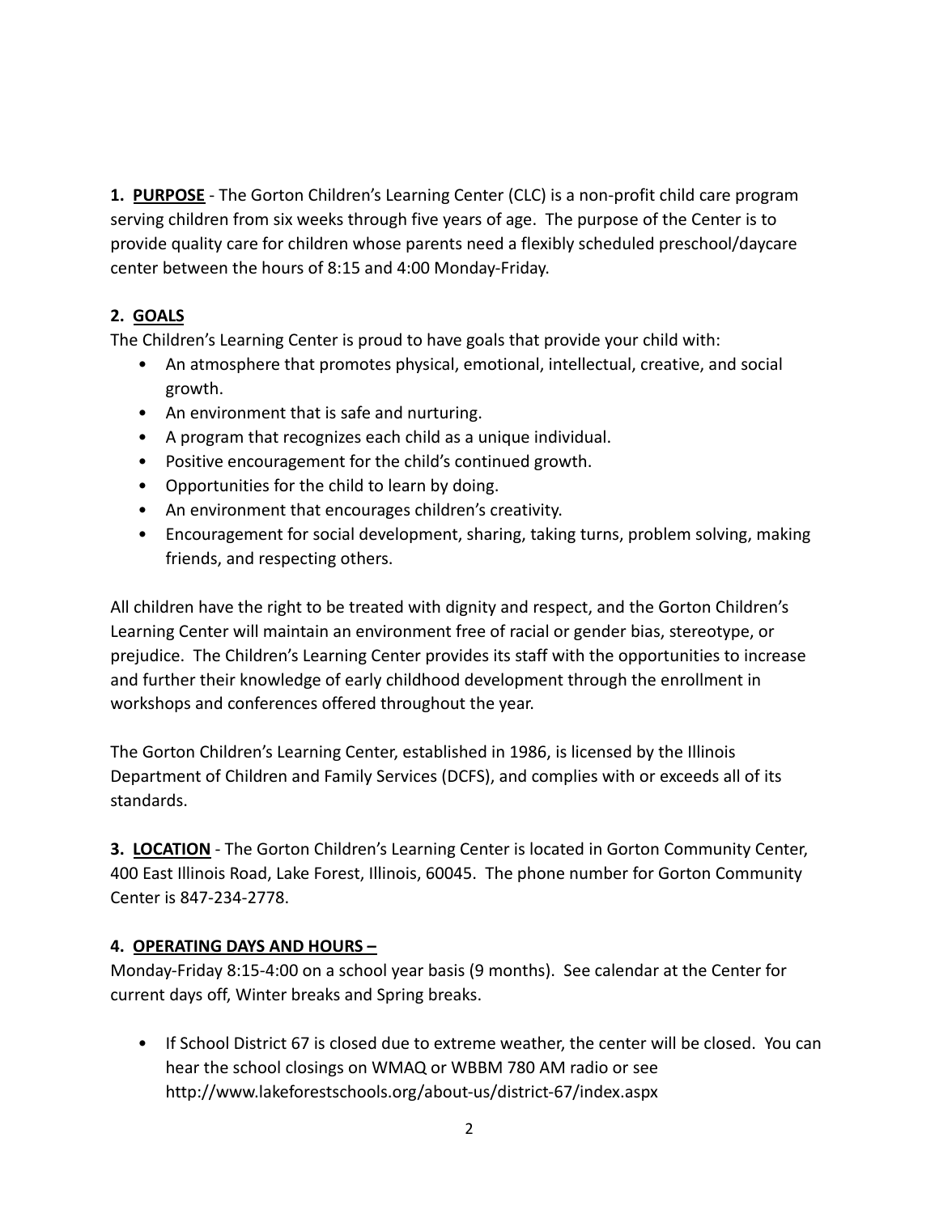**1. PURPOSE** - The Gorton Children's Learning Center (CLC) is a non-profit child care program serving children from six weeks through five years of age. The purpose of the Center is to provide quality care for children whose parents need a flexibly scheduled preschool/daycare center between the hours of 8:15 and 4:00 Monday-Friday.

**2. GOALS**

The Children's Learning Center is proud to have goals that provide your child with:

- An atmosphere that promotes physical, emotional, intellectual, creative, and social growth.
- An environment that is safe and nurturing.
- A program that recognizes each child as a unique individual.
- Positive encouragement for the child's continued growth.
- Opportunities for the child to learn by doing.
- An environment that encourages children's creativity.
- Encouragement for social development, sharing, taking turns, problem solving, making friends, and respecting others.

All children have the right to be treated with dignity and respect, and the Gorton Children's Learning Center will maintain an environment free of racial or gender bias, stereotype, or prejudice. The Children's Learning Center provides its staff with the opportunities to increase and further their knowledge of early childhood development through the enrollment in workshops and conferences offered throughout the year.

The Gorton Children's Learning Center, established in 1986, is licensed by the Illinois Department of Children and Family Services (DCFS), and complies with or exceeds all of its standards.

**3. LOCATION** - The Gorton Children's Learning Center is located in Gorton Community Center, 400 East Illinois Road, Lake Forest, Illinois, 60045. The phone number for Gorton Community Center is 847-234-2778.

**4. OPERATING DAYS AND HOURS –**

Monday-Friday 8:15-4:00 on a school year basis (9 months). See calendar at the Center for current days off, Winter breaks and Spring breaks.

- If School District 67 is closed due to extreme weather, the center will be closed. You can hear the school closings on WMAQ or WBBM 780 AM radio or see http://www.lakeforestschools.org/about-us/district-67/index.aspx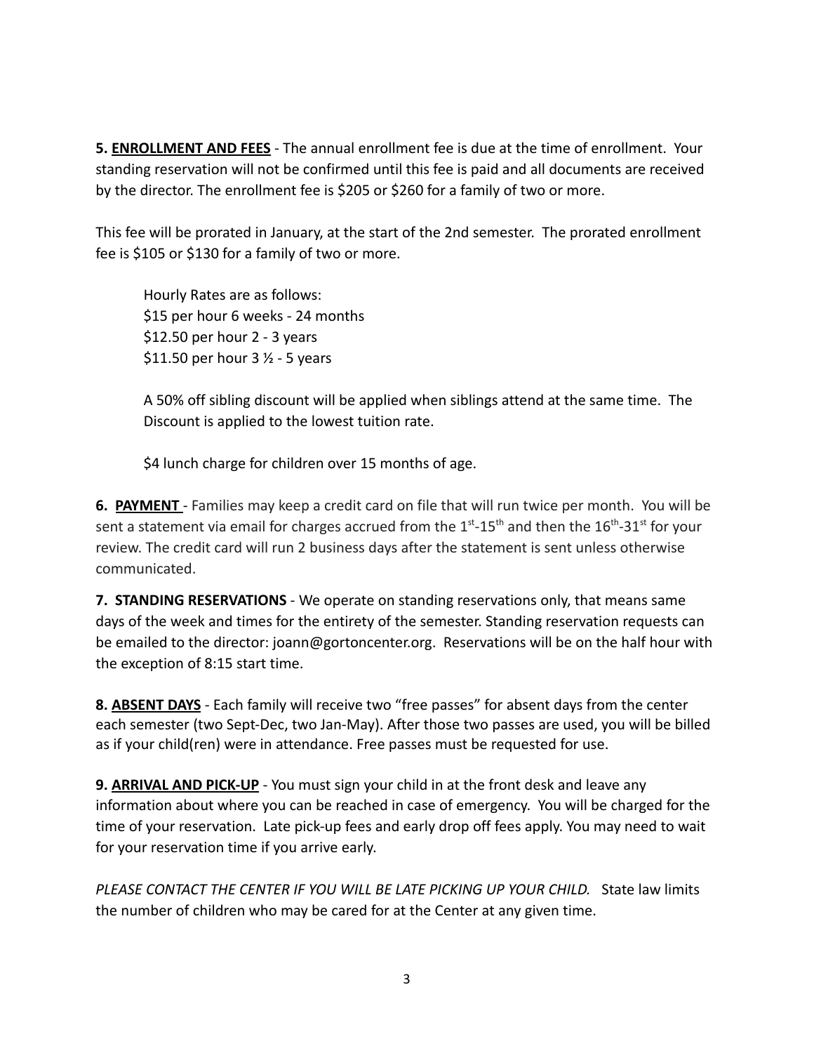**5. <u>ENROLLMENT AND FEES</u>** - The annual enrollment fee is due at the time of enrollment. Your standing reservation will not be confirmed until this fee is paid and all documents are received by the director. The enrollment fee is $205 or $260 for a family of two or more.

This fee will be prorated in January, at the start of the 2nd semester. The prorated enrollment fee is $105 or $130 for a family of two or more.

Hourly Rates are as follows:
$15 per hour 6 weeks - 24 months
$12.50 per hour 2 - 3 years
$11.50 per hour 3 ½ - 5 years

A 50% off sibling discount will be applied when siblings attend at the same time. The Discount is applied to the lowest tuition rate.

$4 lunch charge for children over 15 months of age.

**6. <u>PAYMENT</u>** - Families may keep a credit card on file that will run twice per month. You will be sent a statement via email for charges accrued from the 1st-15th and then the 16th-31st for your review. The credit card will run 2 business days after the statement is sent unless otherwise communicated.

**7. STANDING RESERVATIONS** - We operate on standing reservations only, that means same days of the week and times for the entirety of the semester. Standing reservation requests can be emailed to the director: joann@gortoncenter.org. Reservations will be on the half hour with the exception of 8:15 start time.

**8. <u>ABSENT DAYS</u>** - Each family will receive two "free passes" for absent days from the center each semester (two Sept-Dec, two Jan-May). After those two passes are used, you will be billed as if your child(ren) were in attendance. Free passes must be requested for use.

**9. <u>ARRIVAL AND PICK-UP</u>** - You must sign your child in at the front desk and leave any information about where you can be reached in case of emergency. You will be charged for the time of your reservation. Late pick-up fees and early drop off fees apply. You may need to wait for your reservation time if you arrive early.

*PLEASE CONTACT THE CENTER IF YOU WILL BE LATE PICKING UP YOUR CHILD.* State law limits the number of children who may be cared for at the Center at any given time.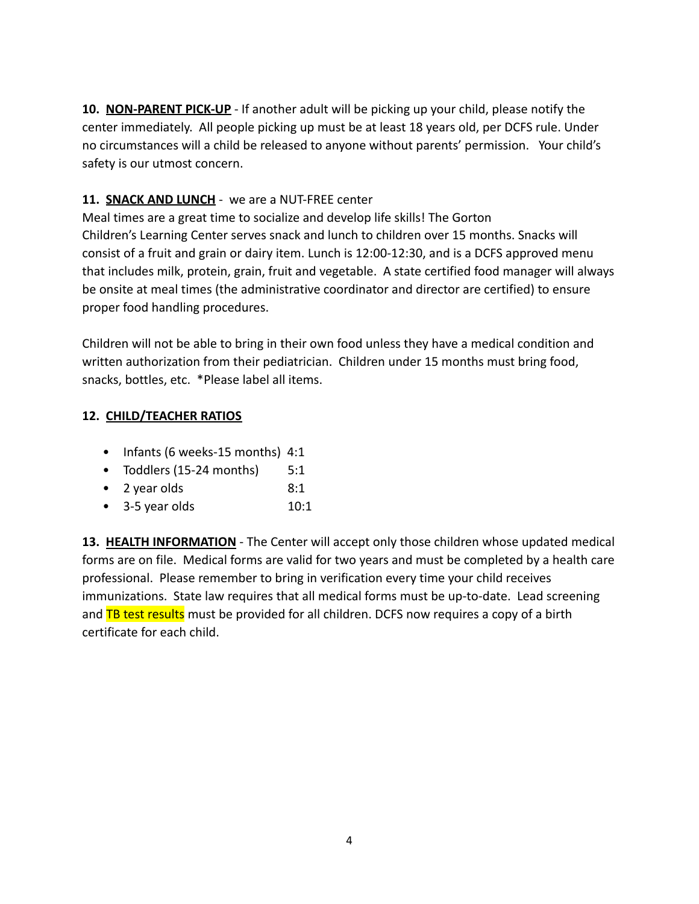**10. <u>NON-PARENT PICK-UP</u>** - If another adult will be picking up your child, please notify the center immediately. All people picking up must be at least 18 years old, per DCFS rule. Under no circumstances will a child be released to anyone without parents' permission. Your child's safety is our utmost concern.

**11. <u>SNACK AND LUNCH</u>** - we are a NUT-FREE center

Meal times are a great time to socialize and develop life skills! The Gorton Children's Learning Center serves snack and lunch to children over 15 months. Snacks will consist of a fruit and grain or dairy item. Lunch is 12:00-12:30, and is a DCFS approved menu that includes milk, protein, grain, fruit and vegetable. A state certified food manager will always be onsite at meal times (the administrative coordinator and director are certified) to ensure proper food handling procedures.

Children will not be able to bring in their own food unless they have a medical condition and written authorization from their pediatrician. Children under 15 months must bring food, snacks, bottles, etc. *Please label all items.

**12. <u>CHILD/TEACHER RATIOS</u>**

- Infants (6 weeks-15 months) 4:1
- Toddlers (15-24 months) 5:1
- 2 year olds 8:1
- 3-5 year olds 10:1

**13. <u>HEALTH INFORMATION</u>** - The Center will accept only those children whose updated medical forms are on file. Medical forms are valid for two years and must be completed by a health care professional. Please remember to bring in verification every time your child receives immunizations. State law requires that all medical forms must be up-to-date. Lead screening and TB test results must be provided for all children. DCFS now requires a copy of a birth certificate for each child.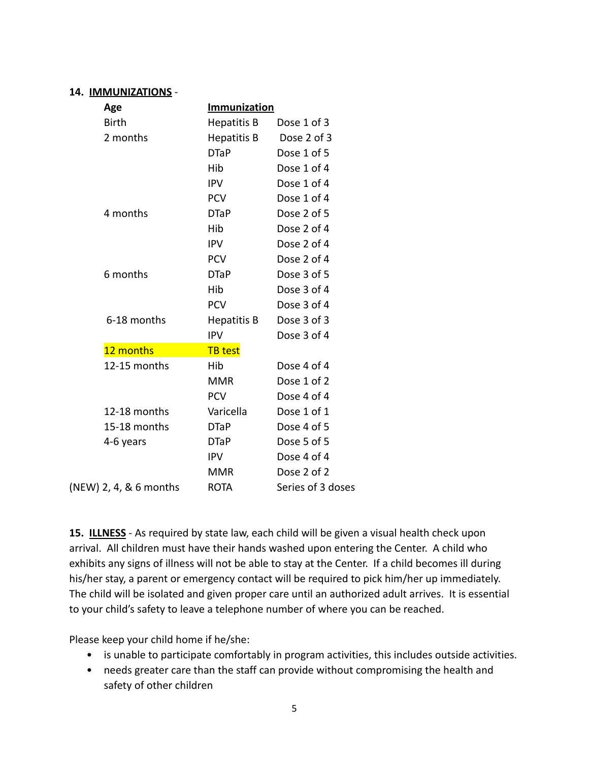**14. IMMUNIZATIONS** -

| Age | Immunization | |
|---|---|---|
| Birth | Hepatitis B | Dose 1 of 3 |
| 2 months | Hepatitis B | Dose 2 of 3 |
| | DTaP | Dose 1 of 5 |
| | Hib | Dose 1 of 4 |
| | IPV | Dose 1 of 4 |
| | PCV | Dose 1 of 4 |
| 4 months | DTaP | Dose 2 of 5 |
| | Hib | Dose 2 of 4 |
| | IPV | Dose 2 of 4 |
| | PCV | Dose 2 of 4 |
| 6 months | DTaP | Dose 3 of 5 |
| | Hib | Dose 3 of 4 |
| | PCV | Dose 3 of 4 |
| 6-18 months | Hepatitis B | Dose 3 of 3 |
| | IPV | Dose 3 of 4 |
| 12 months | TB test | |
| 12-15 months | Hib | Dose 4 of 4 |
| | MMR | Dose 1 of 2 |
| | PCV | Dose 4 of 4 |
| 12-18 months | Varicella | Dose 1 of 1 |
| 15-18 months | DTaP | Dose 4 of 5 |
| 4-6 years | DTaP | Dose 5 of 5 |
| | IPV | Dose 4 of 4 |
| | MMR | Dose 2 of 2 |
| (NEW) 2, 4, & 6 months | ROTA | Series of 3 doses |

**15. ILLNESS** - As required by state law, each child will be given a visual health check upon arrival. All children must have their hands washed upon entering the Center. A child who exhibits any signs of illness will not be able to stay at the Center. If a child becomes ill during his/her stay, a parent or emergency contact will be required to pick him/her up immediately. The child will be isolated and given proper care until an authorized adult arrives. It is essential to your child's safety to leave a telephone number of where you can be reached.

Please keep your child home if he/she:

- is unable to participate comfortably in program activities, this includes outside activities.
- needs greater care than the staff can provide without compromising the health and safety of other children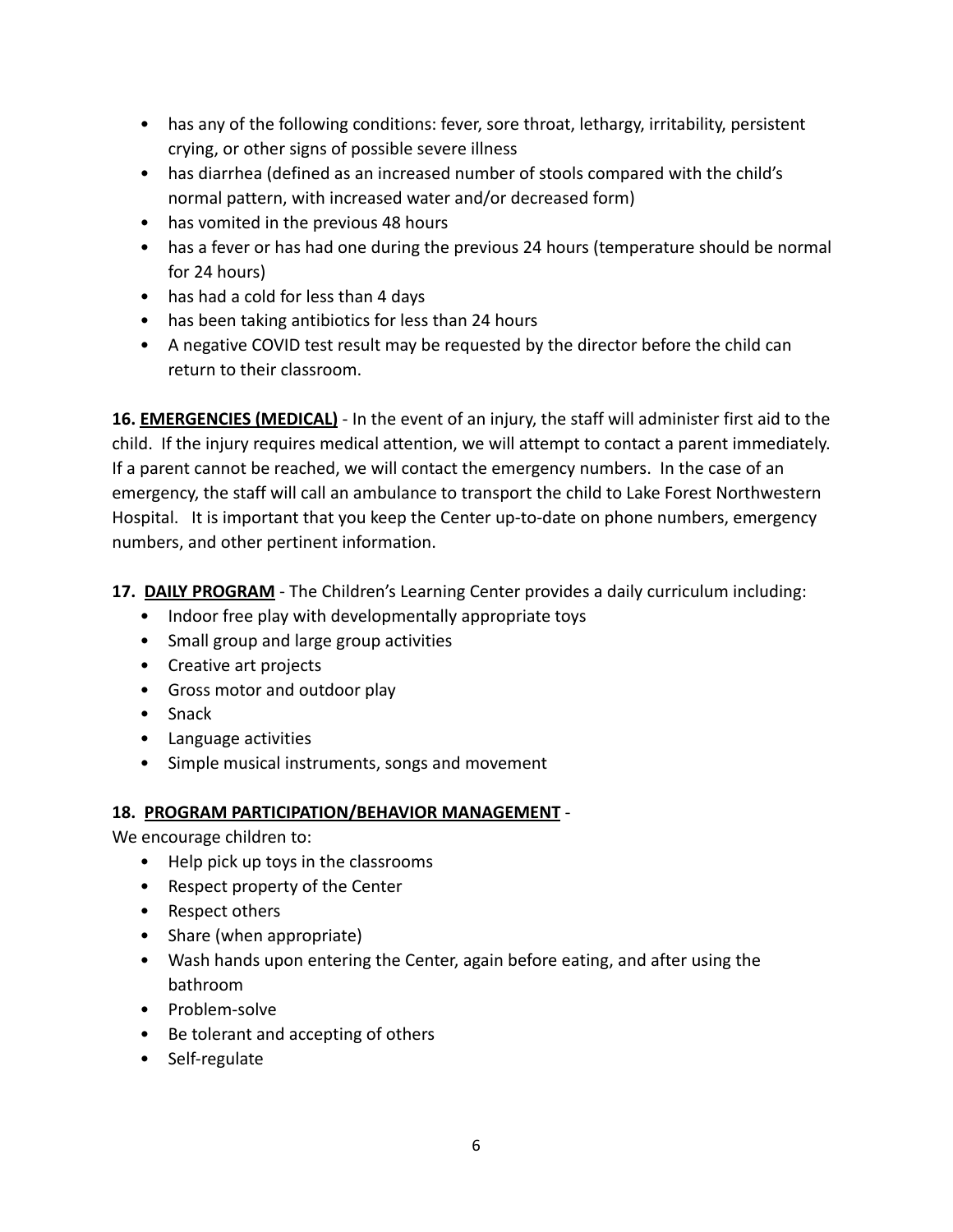- has any of the following conditions: fever, sore throat, lethargy, irritability, persistent crying, or other signs of possible severe illness
- has diarrhea (defined as an increased number of stools compared with the child's normal pattern, with increased water and/or decreased form)
- has vomited in the previous 48 hours
- has a fever or has had one during the previous 24 hours (temperature should be normal for 24 hours)
- has had a cold for less than 4 days
- has been taking antibiotics for less than 24 hours
- A negative COVID test result may be requested by the director before the child can return to their classroom.

**16. <u>EMERGENCIES (MEDICAL)</u>** - In the event of an injury, the staff will administer first aid to the child. If the injury requires medical attention, we will attempt to contact a parent immediately. If a parent cannot be reached, we will contact the emergency numbers. In the case of an emergency, the staff will call an ambulance to transport the child to Lake Forest Northwestern Hospital. It is important that you keep the Center up-to-date on phone numbers, emergency numbers, and other pertinent information.

**17. <u>DAILY PROGRAM</u>** - The Children's Learning Center provides a daily curriculum including:

- Indoor free play with developmentally appropriate toys
- Small group and large group activities
- Creative art projects
- Gross motor and outdoor play
- Snack
- Language activities
- Simple musical instruments, songs and movement

**18. <u>PROGRAM PARTICIPATION/BEHAVIOR MANAGEMENT</u>** -

We encourage children to:

- Help pick up toys in the classrooms
- Respect property of the Center
- Respect others
- Share (when appropriate)
- Wash hands upon entering the Center, again before eating, and after using the bathroom
- Problem-solve
- Be tolerant and accepting of others
- Self-regulate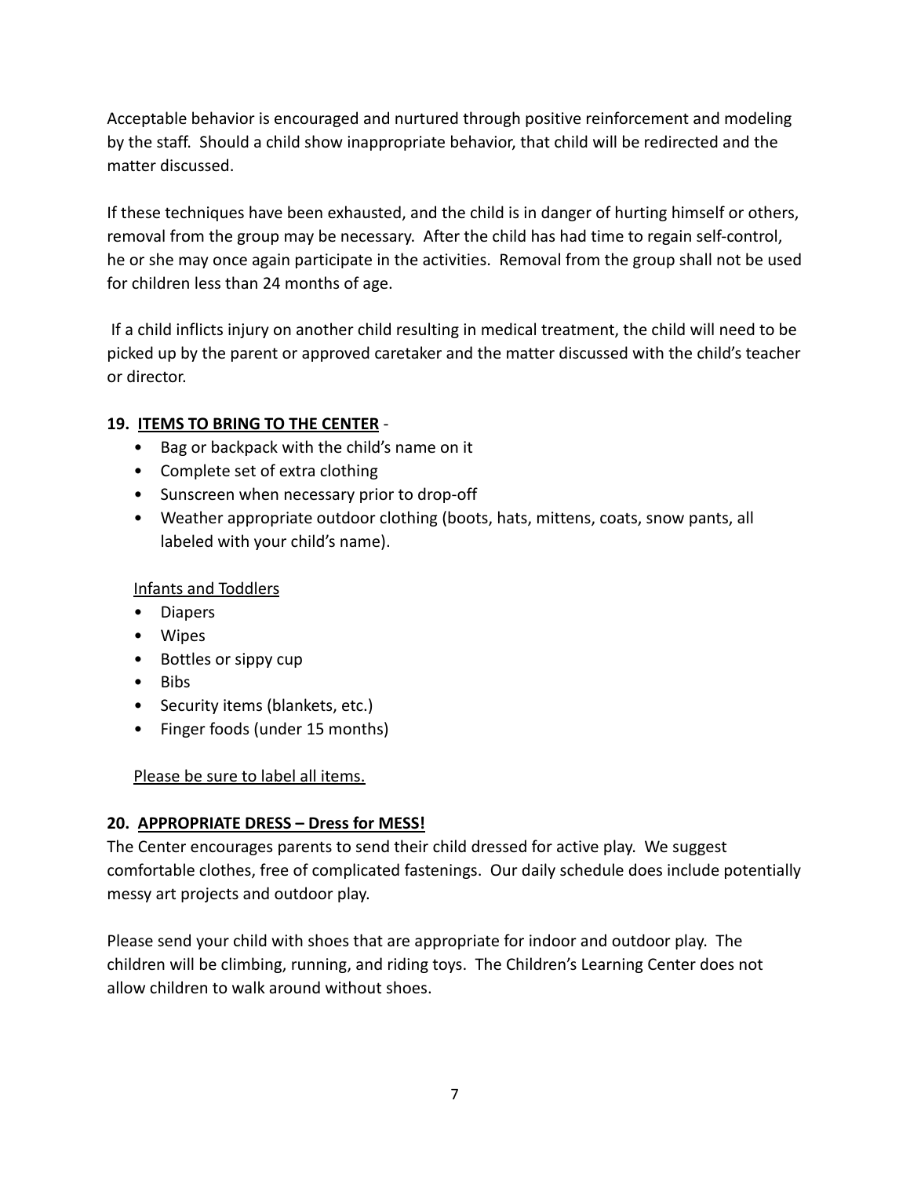Acceptable behavior is encouraged and nurtured through positive reinforcement and modeling by the staff. Should a child show inappropriate behavior, that child will be redirected and the matter discussed.

If these techniques have been exhausted, and the child is in danger of hurting himself or others, removal from the group may be necessary. After the child has had time to regain self-control, he or she may once again participate in the activities. Removal from the group shall not be used for children less than 24 months of age.

If a child inflicts injury on another child resulting in medical treatment, the child will need to be picked up by the parent or approved caretaker and the matter discussed with the child's teacher or director.

**19. <u>ITEMS TO BRING TO THE CENTER</u>** -

- Bag or backpack with the child's name on it
- Complete set of extra clothing
- Sunscreen when necessary prior to drop-off
- Weather appropriate outdoor clothing (boots, hats, mittens, coats, snow pants, all labeled with your child's name).

<u>Infants and Toddlers</u>

- Diapers
- Wipes
- Bottles or sippy cup
- Bibs
- Security items (blankets, etc.)
- Finger foods (under 15 months)

<u>Please be sure to label all items.</u>

**20. <u>APPROPRIATE DRESS – Dress for MESS!</u>**

The Center encourages parents to send their child dressed for active play. We suggest comfortable clothes, free of complicated fastenings. Our daily schedule does include potentially messy art projects and outdoor play.

Please send your child with shoes that are appropriate for indoor and outdoor play. The children will be climbing, running, and riding toys. The Children's Learning Center does not allow children to walk around without shoes.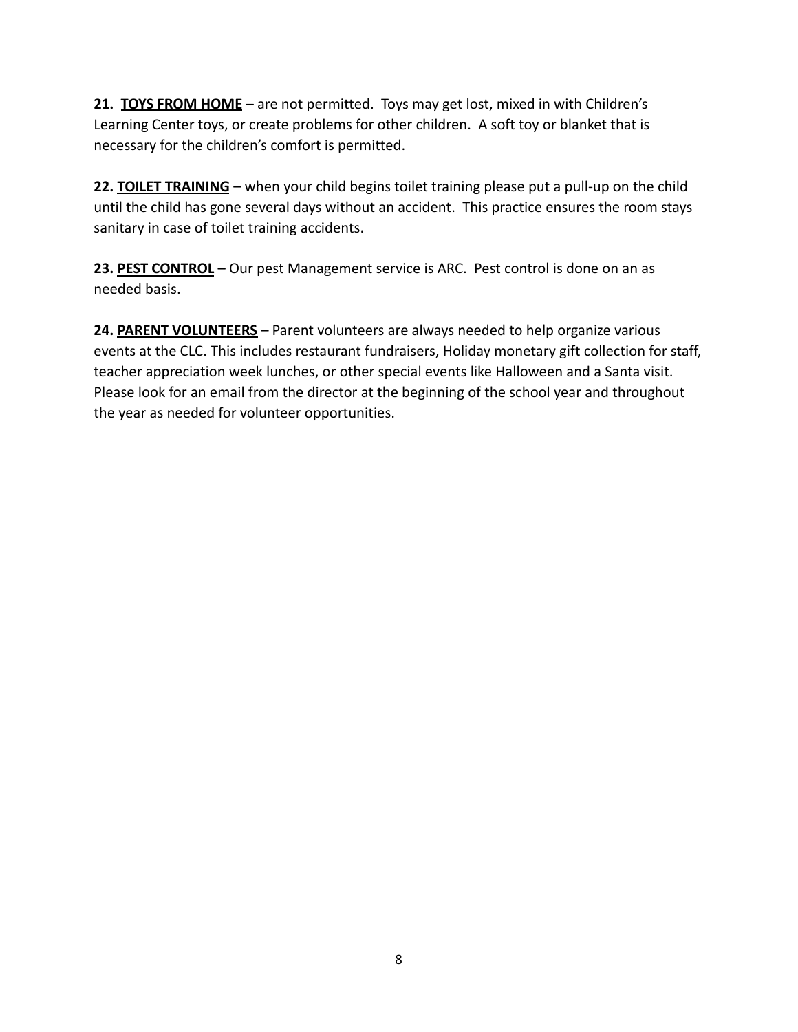**21. <u>TOYS FROM HOME</u>** – are not permitted. Toys may get lost, mixed in with Children's Learning Center toys, or create problems for other children. A soft toy or blanket that is necessary for the children's comfort is permitted.

**22. <u>TOILET TRAINING</u>** – when your child begins toilet training please put a pull-up on the child until the child has gone several days without an accident. This practice ensures the room stays sanitary in case of toilet training accidents.

**23. <u>PEST CONTROL</u>** – Our pest Management service is ARC. Pest control is done on an as needed basis.

**24. <u>PARENT VOLUNTEERS</u>** – Parent volunteers are always needed to help organize various events at the CLC. This includes restaurant fundraisers, Holiday monetary gift collection for staff, teacher appreciation week lunches, or other special events like Halloween and a Santa visit. Please look for an email from the director at the beginning of the school year and throughout the year as needed for volunteer opportunities.